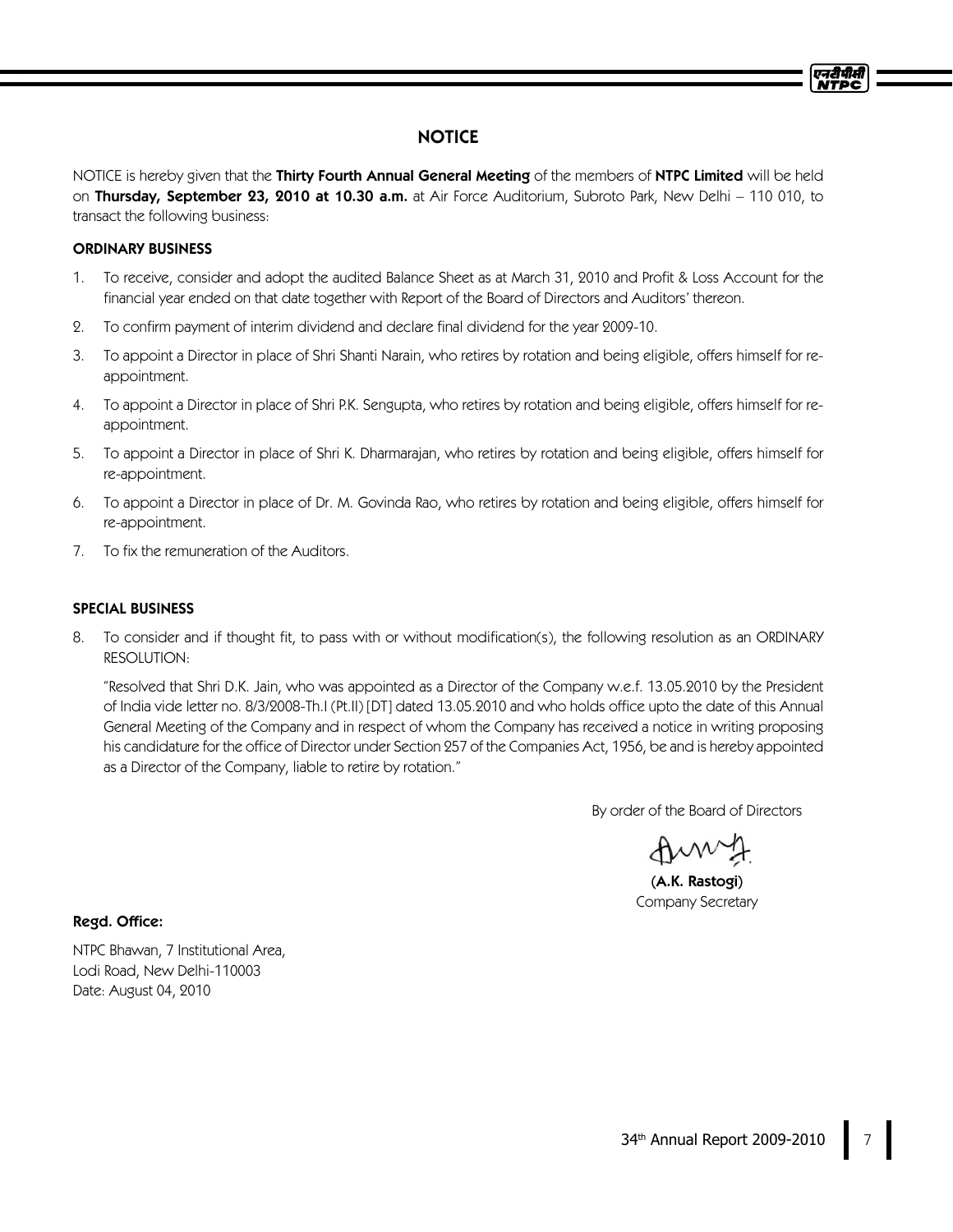# NOTICE

NOTICE is hereby given that the **Thirty Fourth Annual General Meeting** of the members of **NTPC Limited** will be held on **Thursday, September 23, 2010 at 10.30 a.m.** at Air Force Auditorium, Subroto Park, New Delhi – 110 010, to transact the following business:

## ORDINARY BUSINESS

1. To receive, consider and adopt the audited Balance Sheet as at March 31, 2010 and Profit & Loss Account for the financial year ended on that date together with Report of the Board of Directors and Auditors' thereon.
2. To confirm payment of interim dividend and declare final dividend for the year 2009-10.
3. To appoint a Director in place of Shri Shanti Narain, who retires by rotation and being eligible, offers himself for re-appointment.
4. To appoint a Director in place of Shri P.K. Sengupta, who retires by rotation and being eligible, offers himself for re-appointment.
5. To appoint a Director in place of Shri K. Dharmarajan, who retires by rotation and being eligible, offers himself for re-appointment.
6. To appoint a Director in place of Dr. M. Govinda Rao, who retires by rotation and being eligible, offers himself for re-appointment.
7. To fix the remuneration of the Auditors.

## SPECIAL BUSINESS

8. To consider and if thought fit, to pass with or without modification(s), the following resolution as an ORDINARY RESOLUTION:

   "Resolved that Shri D.K. Jain, who was appointed as a Director of the Company w.e.f. 13.05.2010 by the President of India vide letter no. 8/3/2008-Th.I (Pt.II) [DT] dated 13.05.2010 and who holds office upto the date of this Annual General Meeting of the Company and in respect of whom the Company has received a notice in writing proposing his candidature for the office of Director under Section 257 of the Companies Act, 1956, be and is hereby appointed as a Director of the Company, liable to retire by rotation."

By order of the Board of Directors

**(A.K. Rastogi)**
Company Secretary

**Regd. Office:**

NTPC Bhawan, 7 Institutional Area,
Lodi Road, New Delhi-110003
Date: August 04, 2010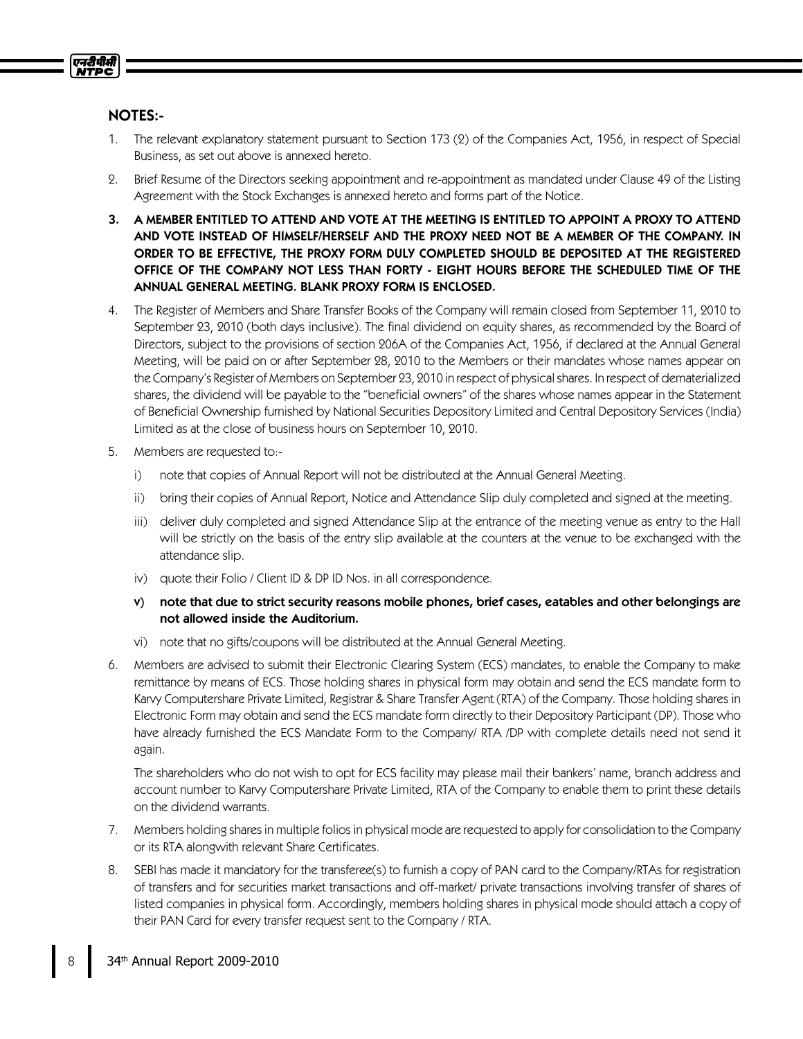## NOTES:-

1. The relevant explanatory statement pursuant to Section 173 (2) of the Companies Act, 1956, in respect of Special Business, as set out above is annexed hereto.
2. Brief Resume of the Directors seeking appointment and re-appointment as mandated under Clause 49 of the Listing Agreement with the Stock Exchanges is annexed hereto and forms part of the Notice.
3. **A MEMBER ENTITLED TO ATTEND AND VOTE AT THE MEETING IS ENTITLED TO APPOINT A PROXY TO ATTEND AND VOTE INSTEAD OF HIMSELF/HERSELF AND THE PROXY NEED NOT BE A MEMBER OF THE COMPANY. IN ORDER TO BE EFFECTIVE, THE PROXY FORM DULY COMPLETED SHOULD BE DEPOSITED AT THE REGISTERED OFFICE OF THE COMPANY NOT LESS THAN FORTY - EIGHT HOURS BEFORE THE SCHEDULED TIME OF THE ANNUAL GENERAL MEETING. BLANK PROXY FORM IS ENCLOSED.**
4. The Register of Members and Share Transfer Books of the Company will remain closed from September 11, 2010 to September 23, 2010 (both days inclusive). The final dividend on equity shares, as recommended by the Board of Directors, subject to the provisions of section 206A of the Companies Act, 1956, if declared at the Annual General Meeting, will be paid on or after September 28, 2010 to the Members or their mandates whose names appear on the Company's Register of Members on September 23, 2010 in respect of physical shares. In respect of dematerialized shares, the dividend will be payable to the "beneficial owners" of the shares whose names appear in the Statement of Beneficial Ownership furnished by National Securities Depository Limited and Central Depository Services (India) Limited as at the close of business hours on September 10, 2010.
5. Members are requested to:-
   i) note that copies of Annual Report will not be distributed at the Annual General Meeting.
   ii) bring their copies of Annual Report, Notice and Attendance Slip duly completed and signed at the meeting.
   iii) deliver duly completed and signed Attendance Slip at the entrance of the meeting venue as entry to the Hall will be strictly on the basis of the entry slip available at the counters at the venue to be exchanged with the attendance slip.
   iv) quote their Folio / Client ID & DP ID Nos. in all correspondence.
   v) **note that due to strict security reasons mobile phones, brief cases, eatables and other belongings are not allowed inside the Auditorium.**
   vi) note that no gifts/coupons will be distributed at the Annual General Meeting.
6. Members are advised to submit their Electronic Clearing System (ECS) mandates, to enable the Company to make remittance by means of ECS. Those holding shares in physical form may obtain and send the ECS mandate form to Karvy Computershare Private Limited, Registrar & Share Transfer Agent (RTA) of the Company. Those holding shares in Electronic Form may obtain and send the ECS mandate form directly to their Depository Participant (DP). Those who have already furnished the ECS Mandate Form to the Company/ RTA /DP with complete details need not send it again.

   The shareholders who do not wish to opt for ECS facility may please mail their bankers' name, branch address and account number to Karvy Computershare Private Limited, RTA of the Company to enable them to print these details on the dividend warrants.
7. Members holding shares in multiple folios in physical mode are requested to apply for consolidation to the Company or its RTA alongwith relevant Share Certificates.
8. SEBI has made it mandatory for the transferee(s) to furnish a copy of PAN card to the Company/RTAs for registration of transfers and for securities market transactions and off-market/ private transactions involving transfer of shares of listed companies in physical form. Accordingly, members holding shares in physical mode should attach a copy of their PAN Card for every transfer request sent to the Company / RTA.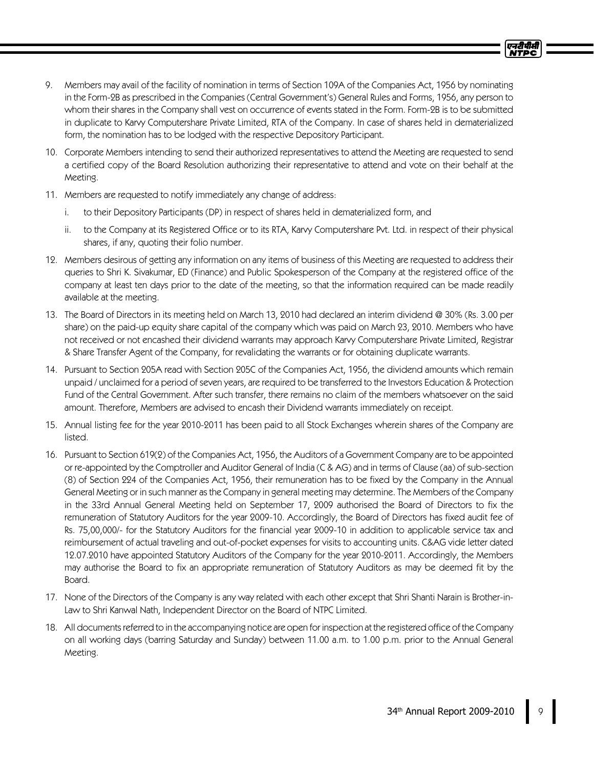9. Members may avail of the facility of nomination in terms of Section 109A of the Companies Act, 1956 by nominating in the Form-2B as prescribed in the Companies (Central Government's) General Rules and Forms, 1956, any person to whom their shares in the Company shall vest on occurrence of events stated in the Form. Form-2B is to be submitted in duplicate to Karvy Computershare Private Limited, RTA of the Company. In case of shares held in dematerialized form, the nomination has to be lodged with the respective Depository Participant.

10. Corporate Members intending to send their authorized representatives to attend the Meeting are requested to send a certified copy of the Board Resolution authorizing their representative to attend and vote on their behalf at the Meeting.

11. Members are requested to notify immediately any change of address:

    i. to their Depository Participants (DP) in respect of shares held in dematerialized form, and

    ii. to the Company at its Registered Office or to its RTA, Karvy Computershare Pvt. Ltd. in respect of their physical shares, if any, quoting their folio number.

12. Members desirous of getting any information on any items of business of this Meeting are requested to address their queries to Shri K. Sivakumar, ED (Finance) and Public Spokesperson of the Company at the registered office of the company at least ten days prior to the date of the meeting, so that the information required can be made readily available at the meeting.

13. The Board of Directors in its meeting held on March 13, 2010 had declared an interim dividend @ 30% (Rs. 3.00 per share) on the paid-up equity share capital of the company which was paid on March 23, 2010. Members who have not received or not encashed their dividend warrants may approach Karvy Computershare Private Limited, Registrar & Share Transfer Agent of the Company, for revalidating the warrants or for obtaining duplicate warrants.

14. Pursuant to Section 205A read with Section 205C of the Companies Act, 1956, the dividend amounts which remain unpaid / unclaimed for a period of seven years, are required to be transferred to the Investors Education & Protection Fund of the Central Government. After such transfer, there remains no claim of the members whatsoever on the said amount. Therefore, Members are advised to encash their Dividend warrants immediately on receipt.

15. Annual listing fee for the year 2010-2011 has been paid to all Stock Exchanges wherein shares of the Company are listed.

16. Pursuant to Section 619(2) of the Companies Act, 1956, the Auditors of a Government Company are to be appointed or re-appointed by the Comptroller and Auditor General of India (C & AG) and in terms of Clause (aa) of sub-section (8) of Section 224 of the Companies Act, 1956, their remuneration has to be fixed by the Company in the Annual General Meeting or in such manner as the Company in general meeting may determine. The Members of the Company in the 33rd Annual General Meeting held on September 17, 2009 authorised the Board of Directors to fix the remuneration of Statutory Auditors for the year 2009-10. Accordingly, the Board of Directors has fixed audit fee of Rs. 75,00,000/- for the Statutory Auditors for the financial year 2009-10 in addition to applicable service tax and reimbursement of actual traveling and out-of-pocket expenses for visits to accounting units. C&AG vide letter dated 12.07.2010 have appointed Statutory Auditors of the Company for the year 2010-2011. Accordingly, the Members may authorise the Board to fix an appropriate remuneration of Statutory Auditors as may be deemed fit by the Board.

17. None of the Directors of the Company is any way related with each other except that Shri Shanti Narain is Brother-in-Law to Shri Kanwal Nath, Independent Director on the Board of NTPC Limited.

18. All documents referred to in the accompanying notice are open for inspection at the registered office of the Company on all working days (barring Saturday and Sunday) between 11.00 a.m. to 1.00 p.m. prior to the Annual General Meeting.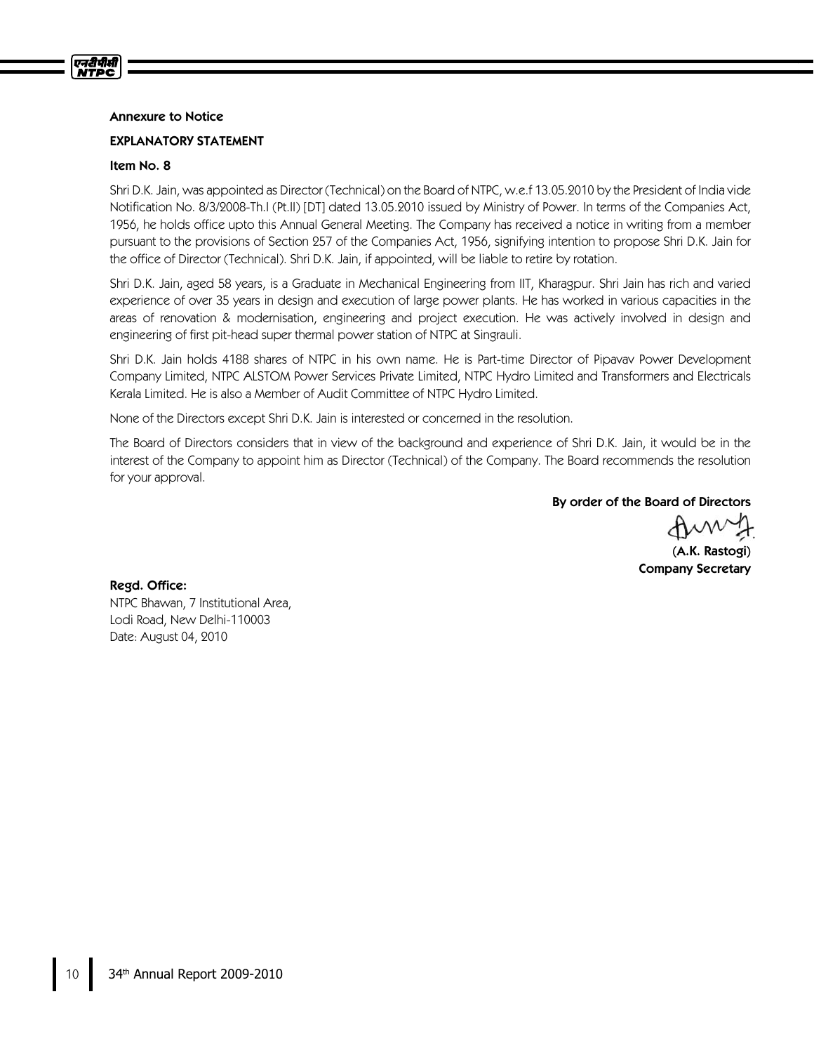**Annexure to Notice**

**EXPLANATORY STATEMENT**

**Item No. 8**

Shri D.K. Jain, was appointed as Director (Technical) on the Board of NTPC, w.e.f 13.05.2010 by the President of India vide Notification No. 8/3/2008-Th.I (Pt.II) [DT] dated 13.05.2010 issued by Ministry of Power. In terms of the Companies Act, 1956, he holds office upto this Annual General Meeting. The Company has received a notice in writing from a member pursuant to the provisions of Section 257 of the Companies Act, 1956, signifying intention to propose Shri D.K. Jain for the office of Director (Technical). Shri D.K. Jain, if appointed, will be liable to retire by rotation.

Shri D.K. Jain, aged 58 years, is a Graduate in Mechanical Engineering from IIT, Kharagpur. Shri Jain has rich and varied experience of over 35 years in design and execution of large power plants. He has worked in various capacities in the areas of renovation & modernisation, engineering and project execution. He was actively involved in design and engineering of first pit-head super thermal power station of NTPC at Singrauli.

Shri D.K. Jain holds 4188 shares of NTPC in his own name. He is Part-time Director of Pipavav Power Development Company Limited, NTPC ALSTOM Power Services Private Limited, NTPC Hydro Limited and Transformers and Electricals Kerala Limited. He is also a Member of Audit Committee of NTPC Hydro Limited.

None of the Directors except Shri D.K. Jain is interested or concerned in the resolution.

The Board of Directors considers that in view of the background and experience of Shri D.K. Jain, it would be in the interest of the Company to appoint him as Director (Technical) of the Company. The Board recommends the resolution for your approval.

**By order of the Board of Directors**

**(A.K. Rastogi)**
**Company Secretary**

**Regd. Office:**
NTPC Bhawan, 7 Institutional Area,
Lodi Road, New Delhi-110003
Date: August 04, 2010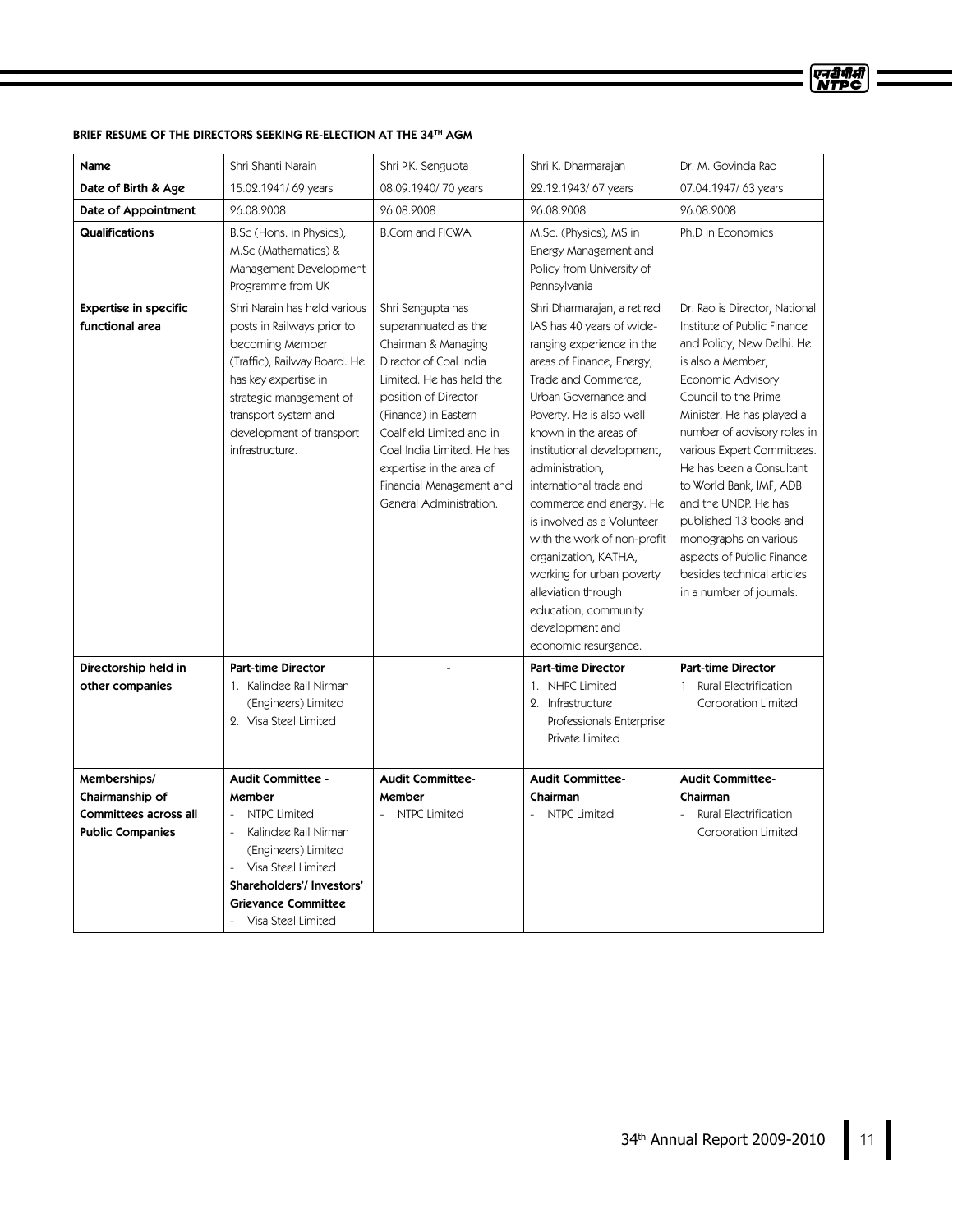**BRIEF RESUME OF THE DIRECTORS SEEKING RE-ELECTION AT THE 34TH AGM**

| **Name** | Shri Shanti Narain | Shri P.K. Sengupta | Shri K. Dharmarajan | Dr. M. Govinda Rao |
|---|---|---|---|---|
| **Date of Birth & Age** | 15.02.1941/ 69 years | 08.09.1940/ 70 years | 22.12.1943/ 67 years | 07.04.1947/ 63 years |
| **Date of Appointment** | 26.08.2008 | 26.08.2008 | 26.08.2008 | 26.08.2008 |
| **Qualifications** | B.Sc (Hons. in Physics), M.Sc (Mathematics) & Management Development Programme from UK | B.Com and FICWA | M.Sc. (Physics), MS in Energy Management and Policy from University of Pennsylvania | Ph.D in Economics |
| **Expertise in specific functional area** | Shri Narain has held various posts in Railways prior to becoming Member (Traffic), Railway Board. He has key expertise in strategic management of transport system and development of transport infrastructure. | Shri Sengupta has superannuated as the Chairman & Managing Director of Coal India Limited. He has held the position of Director (Finance) in Eastern Coalfield Limited and in Coal India Limited. He has expertise in the area of Financial Management and General Administration. | Shri Dharmarajan, a retired IAS has 40 years of wide-ranging experience in the areas of Finance, Energy, Trade and Commerce, Urban Governance and Poverty. He is also well known in the areas of institutional development, administration, international trade and commerce and energy. He is involved as a Volunteer with the work of non-profit organization, KATHA, working for urban poverty alleviation through education, community development and economic resurgence. | Dr. Rao is Director, National Institute of Public Finance and Policy, New Delhi. He is also a Member, Economic Advisory Council to the Prime Minister. He has played a number of advisory roles in various Expert Committees. He has been a Consultant to World Bank, IMF, ADB and the UNDP. He has published 13 books and monographs on various aspects of Public Finance besides technical articles in a number of journals. |
| **Directorship held in other companies** | **Part-time Director**<br>1. Kalindee Rail Nirman (Engineers) Limited<br>2. Visa Steel Limited | - | **Part-time Director**<br>1. NHPC Limited<br>2. Infrastructure Professionals Enterprise Private Limited | **Part-time Director**<br>1 Rural Electrification Corporation Limited |
| **Memberships/ Chairmanship of Committees across all Public Companies** | **Audit Committee - Member**<br>- NTPC Limited<br>- Kalindee Rail Nirman (Engineers) Limited<br>- Visa Steel Limited<br>**Shareholders'/ Investors' Grievance Committee**<br>- Visa Steel Limited | **Audit Committee- Member**<br>- NTPC Limited | **Audit Committee- Chairman**<br>- NTPC Limited | **Audit Committee- Chairman**<br>- Rural Electrification Corporation Limited |